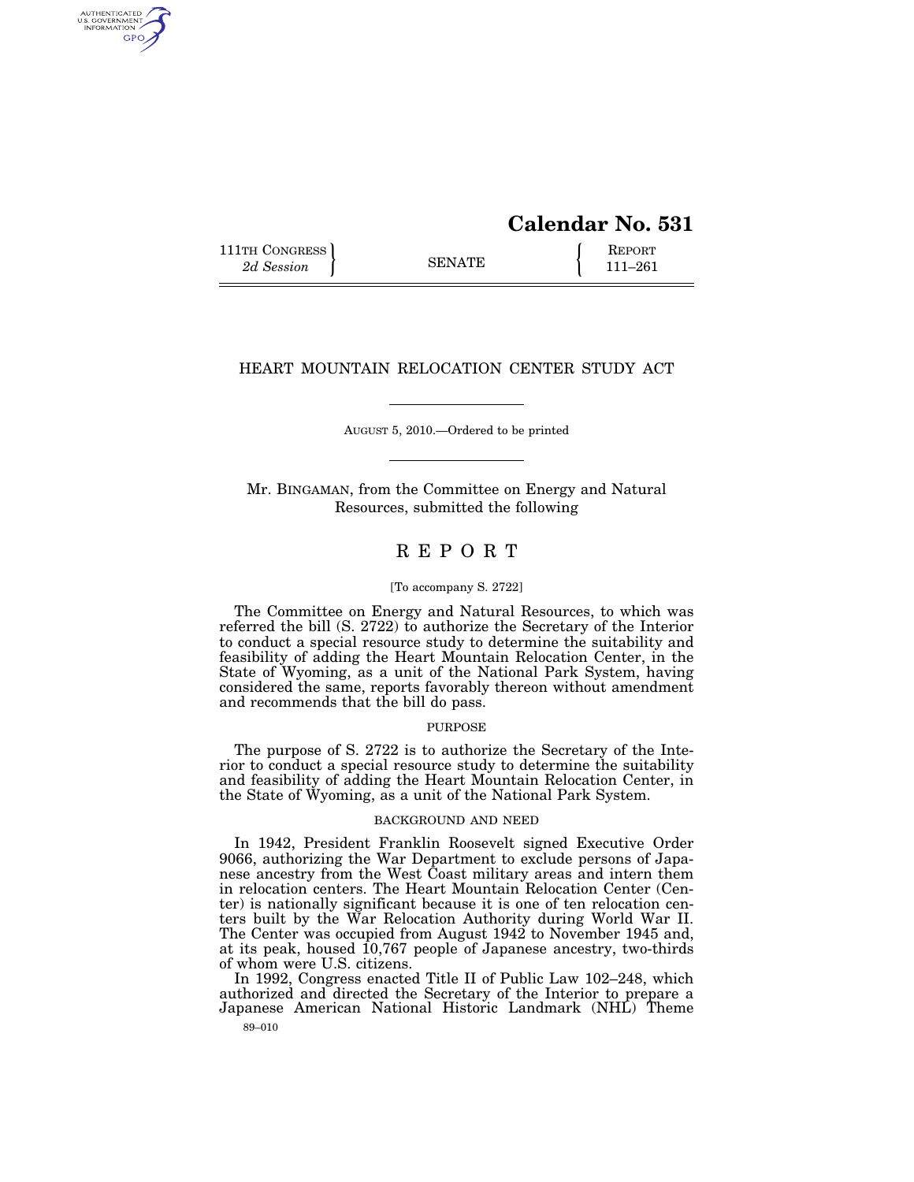# Calendar No. 531

111TH CONGRESS
*2d Session*

SENATE

REPORT
111–261

## HEART MOUNTAIN RELOCATION CENTER STUDY ACT

AUGUST 5, 2010.—Ordered to be printed

Mr. BINGAMAN, from the Committee on Energy and Natural Resources, submitted the following

## R E P O R T

[To accompany S. 2722]

The Committee on Energy and Natural Resources, to which was referred the bill (S. 2722) to authorize the Secretary of the Interior to conduct a special resource study to determine the suitability and feasibility of adding the Heart Mountain Relocation Center, in the State of Wyoming, as a unit of the National Park System, having considered the same, reports favorably thereon without amendment and recommends that the bill do pass.

### PURPOSE

The purpose of S. 2722 is to authorize the Secretary of the Interior to conduct a special resource study to determine the suitability and feasibility of adding the Heart Mountain Relocation Center, in the State of Wyoming, as a unit of the National Park System.

### BACKGROUND AND NEED

In 1942, President Franklin Roosevelt signed Executive Order 9066, authorizing the War Department to exclude persons of Japanese ancestry from the West Coast military areas and intern them in relocation centers. The Heart Mountain Relocation Center (Center) is nationally significant because it is one of ten relocation centers built by the War Relocation Authority during World War II. The Center was occupied from August 1942 to November 1945 and, at its peak, housed 10,767 people of Japanese ancestry, two-thirds of whom were U.S. citizens.

In 1992, Congress enacted Title II of Public Law 102–248, which authorized and directed the Secretary of the Interior to prepare a Japanese American National Historic Landmark (NHL) Theme

89–010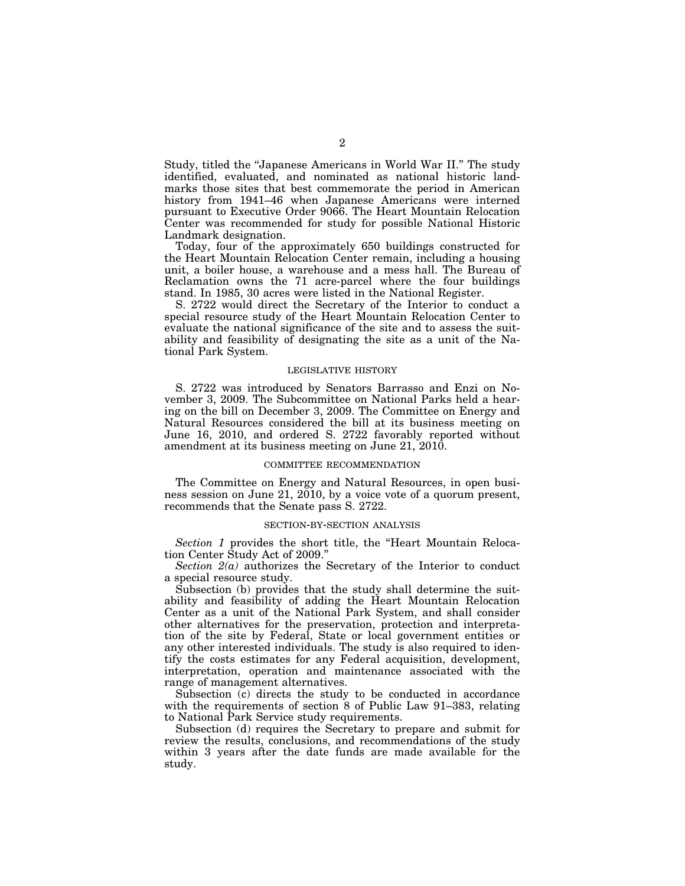Study, titled the "Japanese Americans in World War II." The study identified, evaluated, and nominated as national historic landmarks those sites that best commemorate the period in American history from 1941–46 when Japanese Americans were interned pursuant to Executive Order 9066. The Heart Mountain Relocation Center was recommended for study for possible National Historic Landmark designation.

Today, four of the approximately 650 buildings constructed for the Heart Mountain Relocation Center remain, including a housing unit, a boiler house, a warehouse and a mess hall. The Bureau of Reclamation owns the 71 acre-parcel where the four buildings stand. In 1985, 30 acres were listed in the National Register.

S. 2722 would direct the Secretary of the Interior to conduct a special resource study of the Heart Mountain Relocation Center to evaluate the national significance of the site and to assess the suitability and feasibility of designating the site as a unit of the National Park System.

## LEGISLATIVE HISTORY

S. 2722 was introduced by Senators Barrasso and Enzi on November 3, 2009. The Subcommittee on National Parks held a hearing on the bill on December 3, 2009. The Committee on Energy and Natural Resources considered the bill at its business meeting on June 16, 2010, and ordered S. 2722 favorably reported without amendment at its business meeting on June 21, 2010.

## COMMITTEE RECOMMENDATION

The Committee on Energy and Natural Resources, in open business session on June 21, 2010, by a voice vote of a quorum present, recommends that the Senate pass S. 2722.

## SECTION-BY-SECTION ANALYSIS

*Section 1* provides the short title, the "Heart Mountain Relocation Center Study Act of 2009."

*Section 2(a)* authorizes the Secretary of the Interior to conduct a special resource study.

Subsection (b) provides that the study shall determine the suitability and feasibility of adding the Heart Mountain Relocation Center as a unit of the National Park System, and shall consider other alternatives for the preservation, protection and interpretation of the site by Federal, State or local government entities or any other interested individuals. The study is also required to identify the costs estimates for any Federal acquisition, development, interpretation, operation and maintenance associated with the range of management alternatives.

Subsection (c) directs the study to be conducted in accordance with the requirements of section 8 of Public Law 91–383, relating to National Park Service study requirements.

Subsection (d) requires the Secretary to prepare and submit for review the results, conclusions, and recommendations of the study within 3 years after the date funds are made available for the study.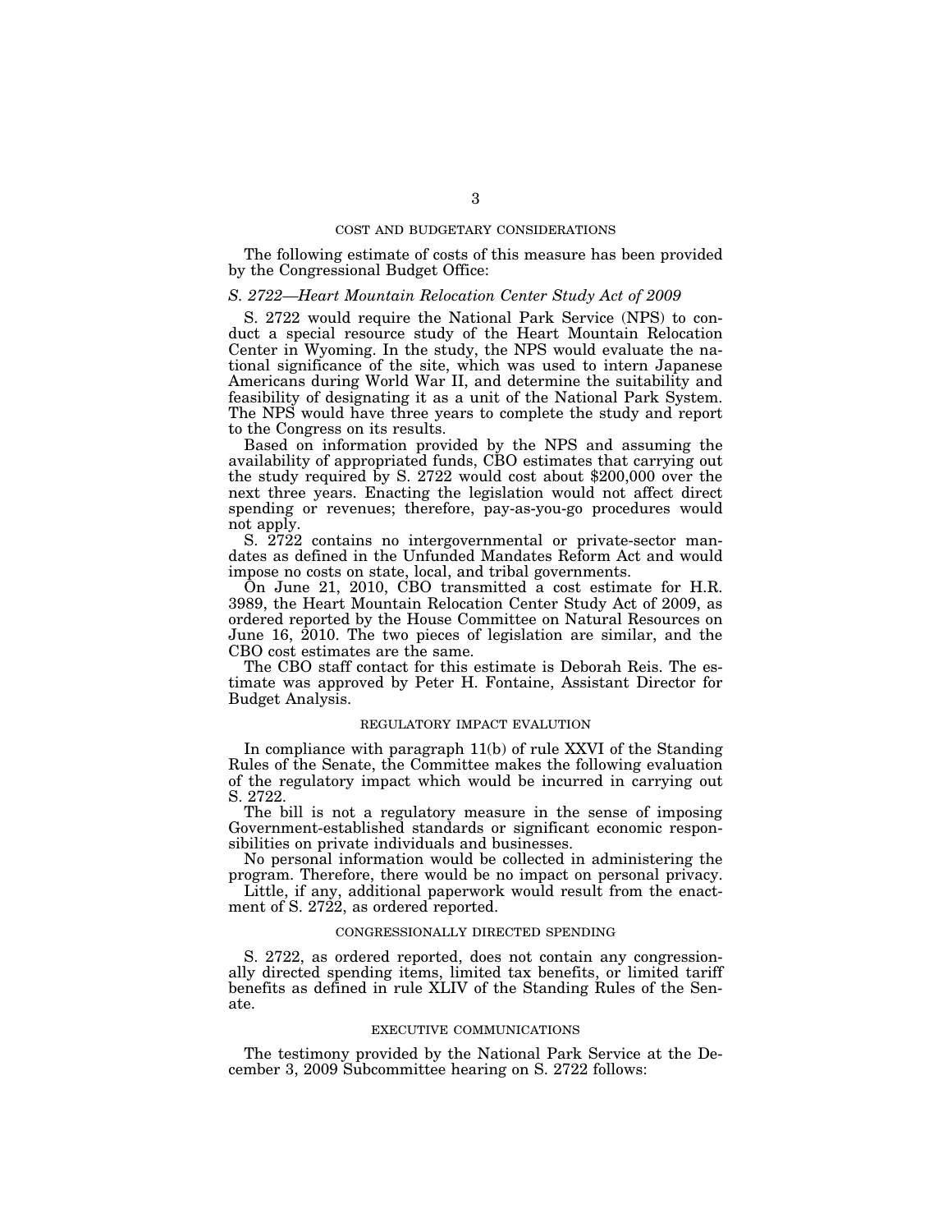## COST AND BUDGETARY CONSIDERATIONS

The following estimate of costs of this measure has been provided by the Congressional Budget Office:

*S. 2722—Heart Mountain Relocation Center Study Act of 2009*

S. 2722 would require the National Park Service (NPS) to conduct a special resource study of the Heart Mountain Relocation Center in Wyoming. In the study, the NPS would evaluate the national significance of the site, which was used to intern Japanese Americans during World War II, and determine the suitability and feasibility of designating it as a unit of the National Park System. The NPS would have three years to complete the study and report to the Congress on its results.

Based on information provided by the NPS and assuming the availability of appropriated funds, CBO estimates that carrying out the study required by S. 2722 would cost about $200,000 over the next three years. Enacting the legislation would not affect direct spending or revenues; therefore, pay-as-you-go procedures would not apply.

S. 2722 contains no intergovernmental or private-sector mandates as defined in the Unfunded Mandates Reform Act and would impose no costs on state, local, and tribal governments.

On June 21, 2010, CBO transmitted a cost estimate for H.R. 3989, the Heart Mountain Relocation Center Study Act of 2009, as ordered reported by the House Committee on Natural Resources on June 16, 2010. The two pieces of legislation are similar, and the CBO cost estimates are the same.

The CBO staff contact for this estimate is Deborah Reis. The estimate was approved by Peter H. Fontaine, Assistant Director for Budget Analysis.

## REGULATORY IMPACT EVALUTION

In compliance with paragraph 11(b) of rule XXVI of the Standing Rules of the Senate, the Committee makes the following evaluation of the regulatory impact which would be incurred in carrying out S. 2722.

The bill is not a regulatory measure in the sense of imposing Government-established standards or significant economic responsibilities on private individuals and businesses.

No personal information would be collected in administering the program. Therefore, there would be no impact on personal privacy.

Little, if any, additional paperwork would result from the enactment of S. 2722, as ordered reported.

## CONGRESSIONALLY DIRECTED SPENDING

S. 2722, as ordered reported, does not contain any congressionally directed spending items, limited tax benefits, or limited tariff benefits as defined in rule XLIV of the Standing Rules of the Senate.

## EXECUTIVE COMMUNICATIONS

The testimony provided by the National Park Service at the December 3, 2009 Subcommittee hearing on S. 2722 follows: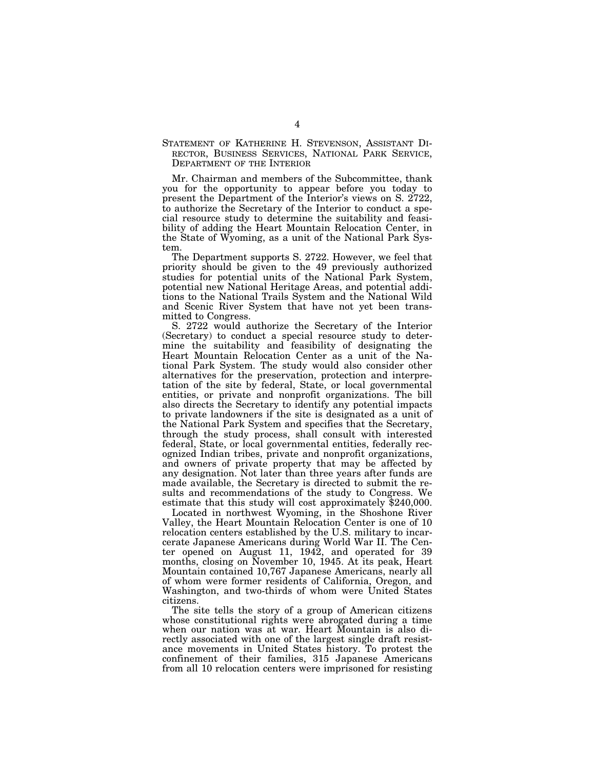## STATEMENT OF KATHERINE H. STEVENSON, ASSISTANT DIRECTOR, BUSINESS SERVICES, NATIONAL PARK SERVICE, DEPARTMENT OF THE INTERIOR

Mr. Chairman and members of the Subcommittee, thank you for the opportunity to appear before you today to present the Department of the Interior's views on S. 2722, to authorize the Secretary of the Interior to conduct a special resource study to determine the suitability and feasibility of adding the Heart Mountain Relocation Center, in the State of Wyoming, as a unit of the National Park System.

The Department supports S. 2722. However, we feel that priority should be given to the 49 previously authorized studies for potential units of the National Park System, potential new National Heritage Areas, and potential additions to the National Trails System and the National Wild and Scenic River System that have not yet been transmitted to Congress.

S. 2722 would authorize the Secretary of the Interior (Secretary) to conduct a special resource study to determine the suitability and feasibility of designating the Heart Mountain Relocation Center as a unit of the National Park System. The study would also consider other alternatives for the preservation, protection and interpretation of the site by federal, State, or local governmental entities, or private and nonprofit organizations. The bill also directs the Secretary to identify any potential impacts to private landowners if the site is designated as a unit of the National Park System and specifies that the Secretary, through the study process, shall consult with interested federal, State, or local governmental entities, federally recognized Indian tribes, private and nonprofit organizations, and owners of private property that may be affected by any designation. Not later than three years after funds are made available, the Secretary is directed to submit the results and recommendations of the study to Congress. We estimate that this study will cost approximately $240,000.

Located in northwest Wyoming, in the Shoshone River Valley, the Heart Mountain Relocation Center is one of 10 relocation centers established by the U.S. military to incarcerate Japanese Americans during World War II. The Center opened on August 11, 1942, and operated for 39 months, closing on November 10, 1945. At its peak, Heart Mountain contained 10,767 Japanese Americans, nearly all of whom were former residents of California, Oregon, and Washington, and two-thirds of whom were United States citizens.

The site tells the story of a group of American citizens whose constitutional rights were abrogated during a time when our nation was at war. Heart Mountain is also directly associated with one of the largest single draft resistance movements in United States history. To protest the confinement of their families, 315 Japanese Americans from all 10 relocation centers were imprisoned for resisting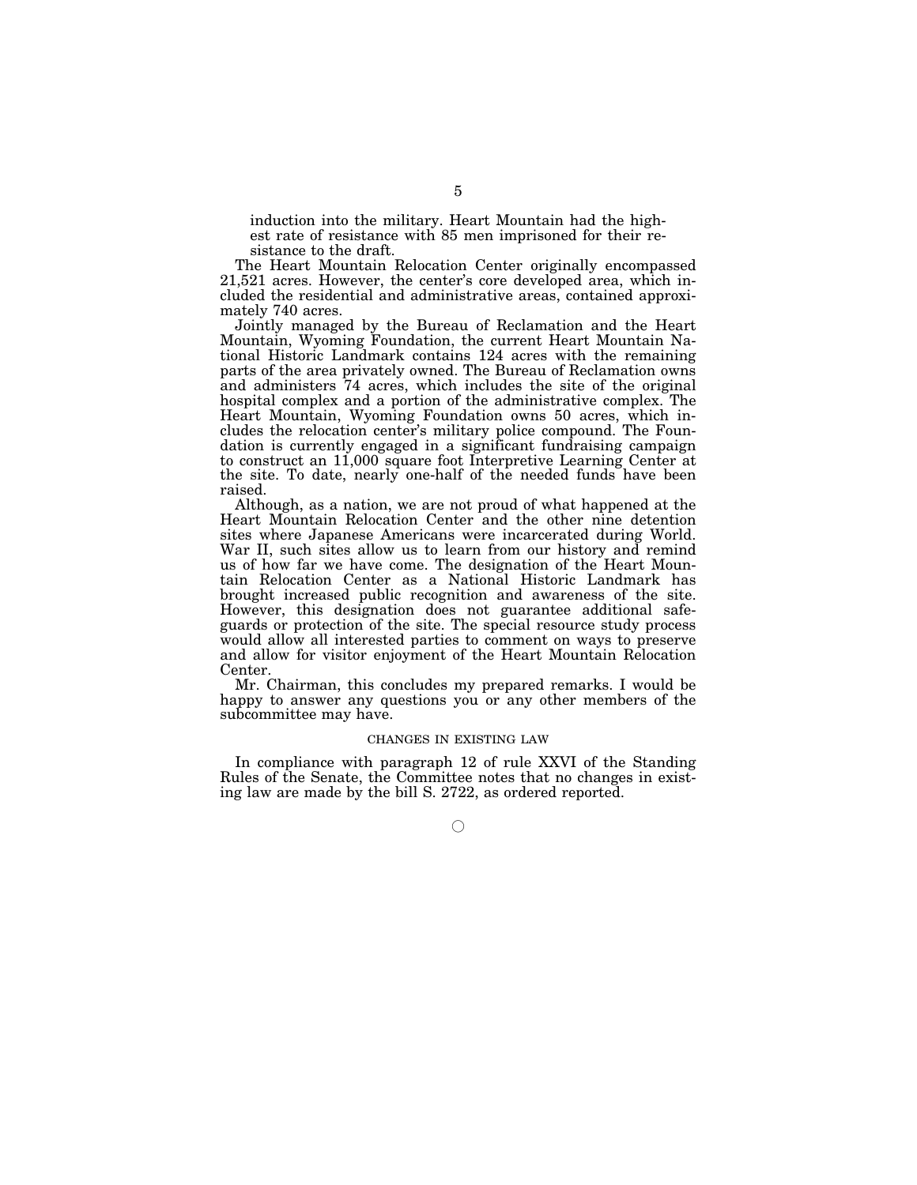induction into the military. Heart Mountain had the highest rate of resistance with 85 men imprisoned for their resistance to the draft.

The Heart Mountain Relocation Center originally encompassed 21,521 acres. However, the center's core developed area, which included the residential and administrative areas, contained approximately 740 acres.

Jointly managed by the Bureau of Reclamation and the Heart Mountain, Wyoming Foundation, the current Heart Mountain National Historic Landmark contains 124 acres with the remaining parts of the area privately owned. The Bureau of Reclamation owns and administers 74 acres, which includes the site of the original hospital complex and a portion of the administrative complex. The Heart Mountain, Wyoming Foundation owns 50 acres, which includes the relocation center's military police compound. The Foundation is currently engaged in a significant fundraising campaign to construct an 11,000 square foot Interpretive Learning Center at the site. To date, nearly one-half of the needed funds have been raised.

Although, as a nation, we are not proud of what happened at the Heart Mountain Relocation Center and the other nine detention sites where Japanese Americans were incarcerated during World War II, such sites allow us to learn from our history and remind us of how far we have come. The designation of the Heart Mountain Relocation Center as a National Historic Landmark has brought increased public recognition and awareness of the site. However, this designation does not guarantee additional safeguards or protection of the site. The special resource study process would allow all interested parties to comment on ways to preserve and allow for visitor enjoyment of the Heart Mountain Relocation Center.

Mr. Chairman, this concludes my prepared remarks. I would be happy to answer any questions you or any other members of the subcommittee may have.

## CHANGES IN EXISTING LAW

In compliance with paragraph 12 of rule XXVI of the Standing Rules of the Senate, the Committee notes that no changes in existing law are made by the bill S. 2722, as ordered reported.

○